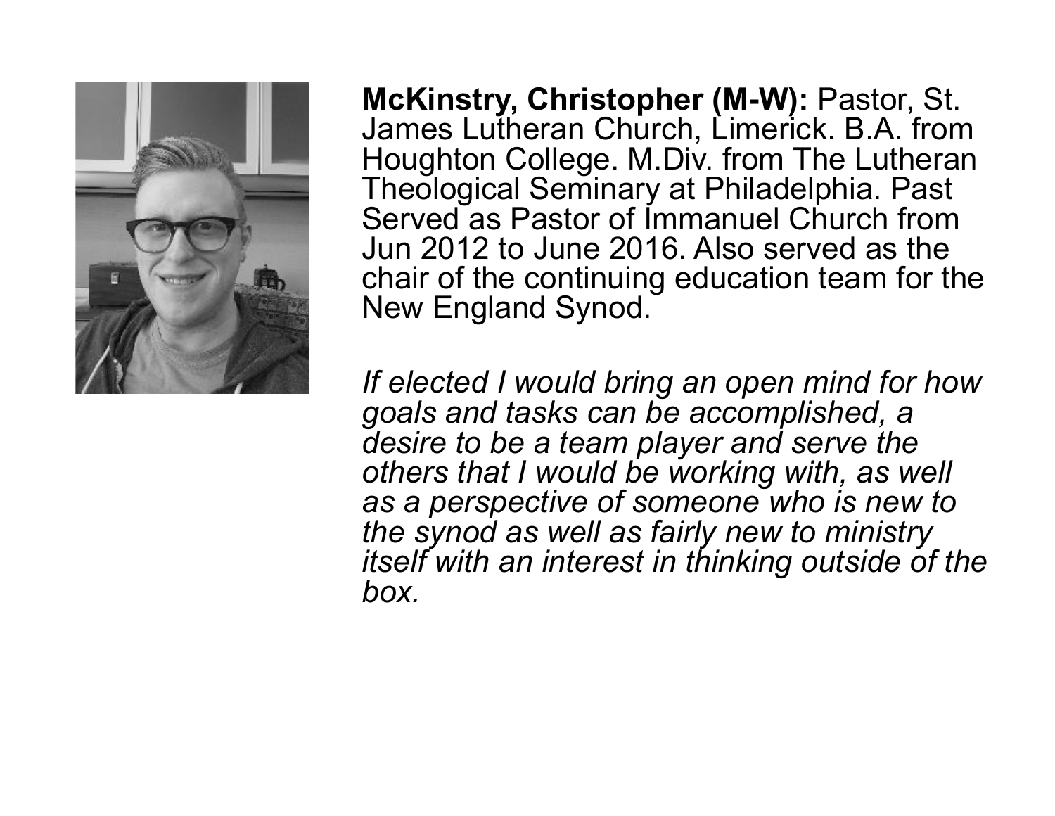**McKinstry, Christopher (M-W):** Pastor, St. James Lutheran Church, Limerick. B.A. from Houghton College. M.Div. from The Lutheran Theological Seminary at Philadelphia. Past Served as Pastor of Immanuel Church from Jun 2012 to June 2016. Also served as the chair of the continuing education team for the New England Synod.

*If elected I would bring an open mind for how goals and tasks can be accomplished, a desire to be a team player and serve the others that I would be working with, as well as a perspective of someone who is new to the synod as well as fairly new to ministry itself with an interest in thinking outside of the box.*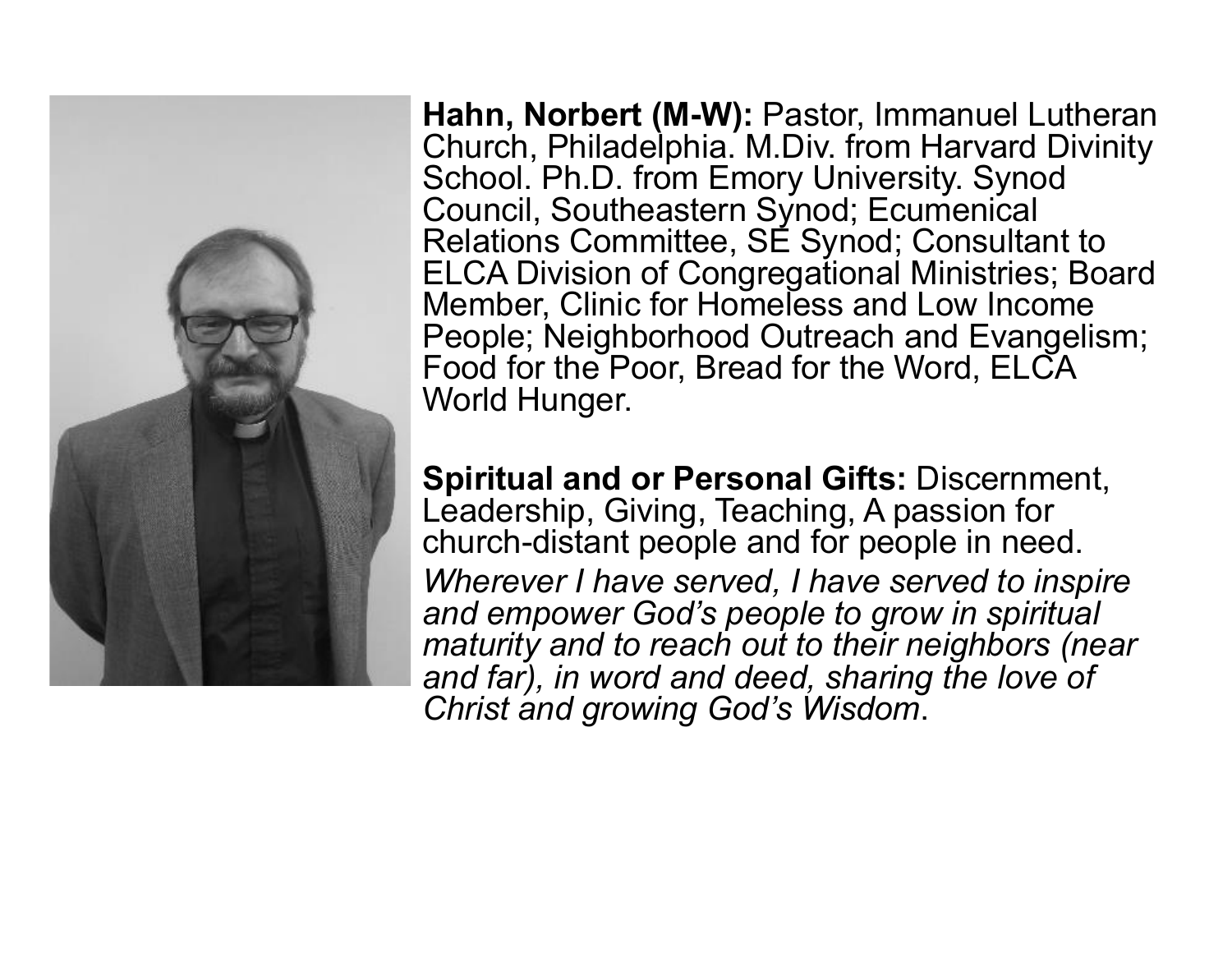**Hahn, Norbert (M-W):** Pastor, Immanuel Lutheran Church, Philadelphia. M.Div. from Harvard Divinity School. Ph.D. from Emory University. Synod Council, Southeastern Synod; Ecumenical Relations Committee, SE Synod; Consultant to ELCA Division of Congregational Ministries; Board Member, Clinic for Homeless and Low Income People; Neighborhood Outreach and Evangelism; Food for the Poor, Bread for the Word, ELCA World Hunger.

**Spiritual and or Personal Gifts:** Discernment, Leadership, Giving, Teaching, A passion for church-distant people and for people in need.

*Wherever I have served, I have served to inspire and empower God's people to grow in spiritual maturity and to reach out to their neighbors (near and far), in word and deed, sharing the love of Christ and growing God's Wisdom*.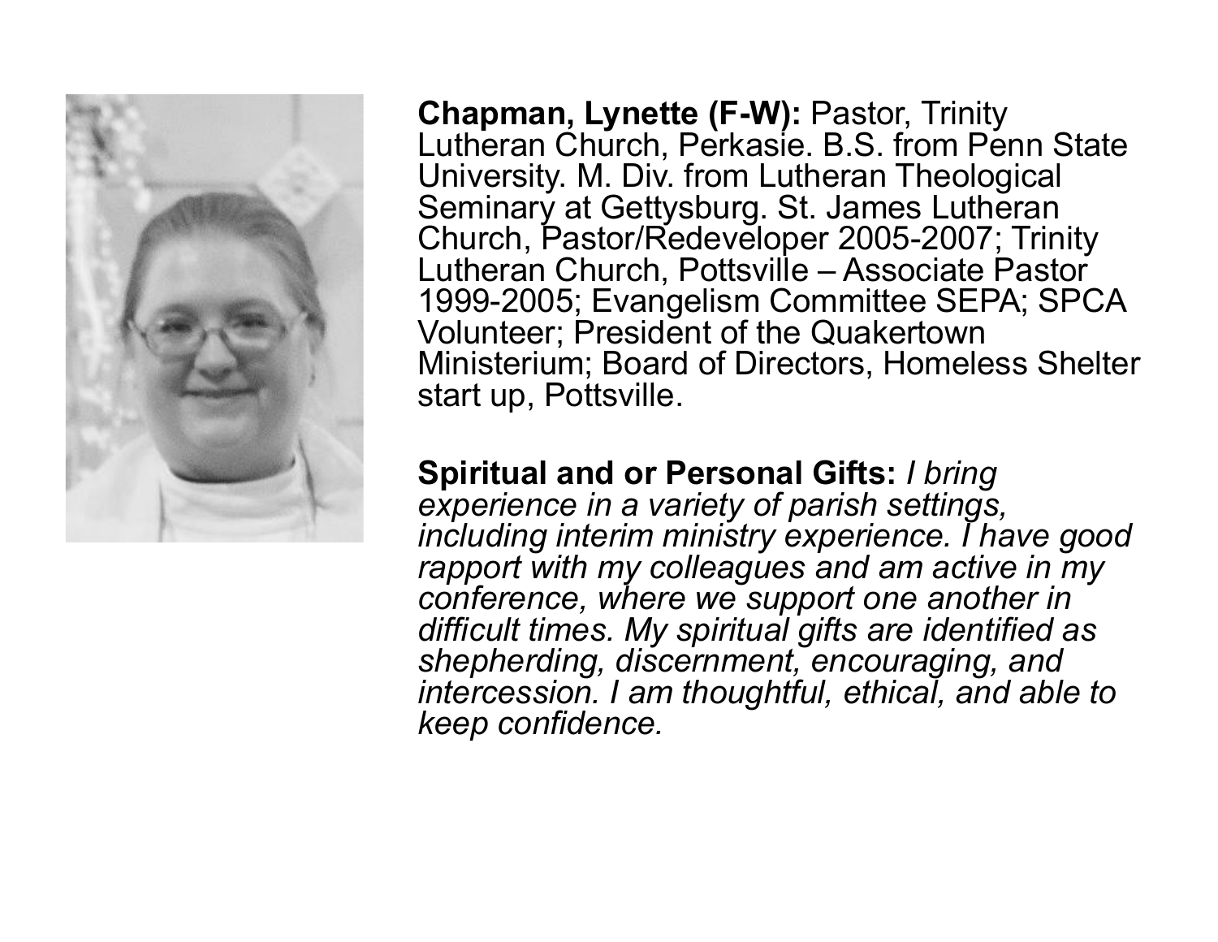**Chapman, Lynette (F-W):** Pastor, Trinity Lutheran Church, Perkasie. B.S. from Penn State University. M. Div. from Lutheran Theological Seminary at Gettysburg. St. James Lutheran Church, Pastor/Redeveloper 2005-2007; Trinity Lutheran Church, Pottsville – Associate Pastor 1999-2005; Evangelism Committee SEPA; SPCA Volunteer; President of the Quakertown Ministerium; Board of Directors, Homeless Shelter start up, Pottsville.

**Spiritual and or Personal Gifts:** *I bring experience in a variety of parish settings, including interim ministry experience. I have good rapport with my colleagues and am active in my conference, where we support one another in difficult times. My spiritual gifts are identified as shepherding, discernment, encouraging, and intercession. I am thoughtful, ethical, and able to keep confidence.*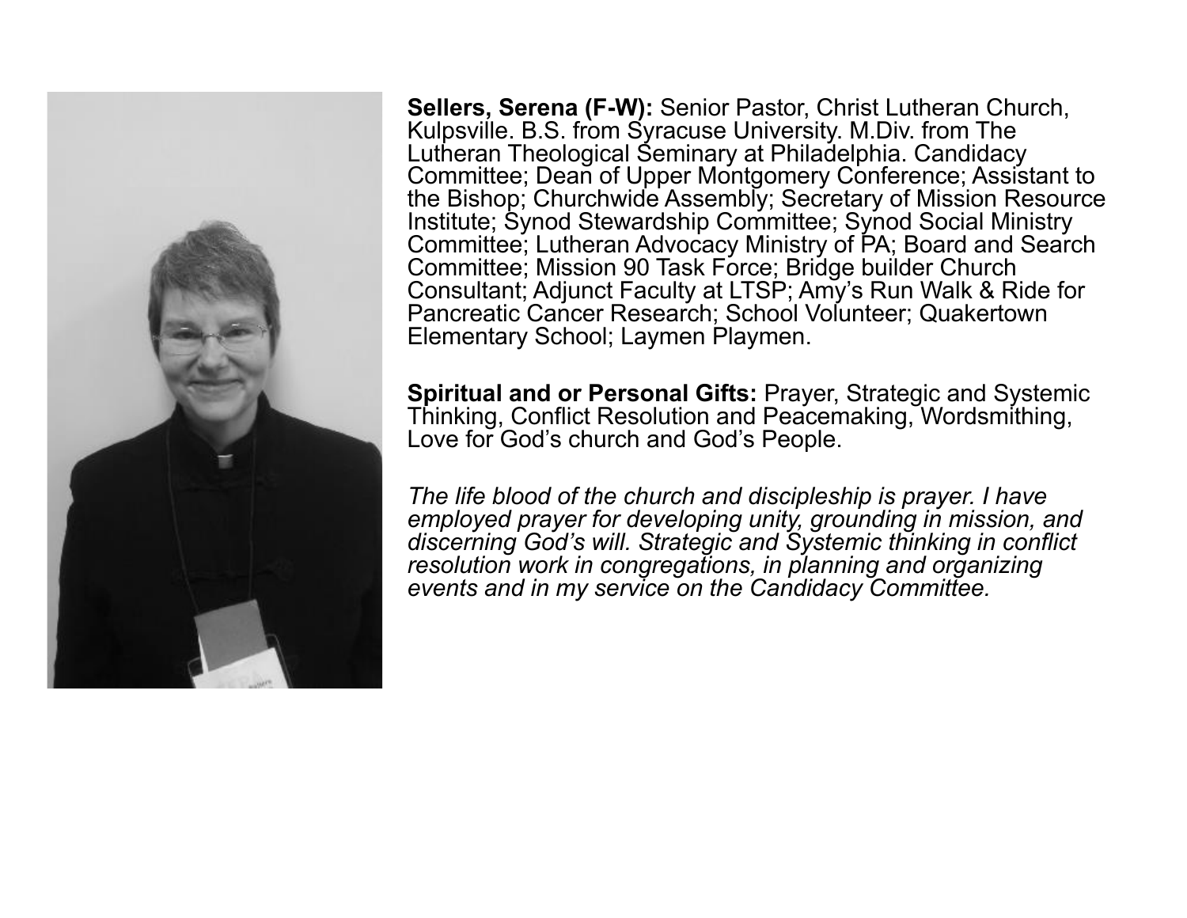**Sellers, Serena (F-W):** Senior Pastor, Christ Lutheran Church, Kulpsville. B.S. from Syracuse University. M.Div. from The Lutheran Theological Seminary at Philadelphia. Candidacy Committee; Dean of Upper Montgomery Conference; Assistant to the Bishop; Churchwide Assembly; Secretary of Mission Resource Institute; Synod Stewardship Committee; Synod Social Ministry Committee; Lutheran Advocacy Ministry of PA; Board and Search Committee; Mission 90 Task Force; Bridge builder Church Consultant; Adjunct Faculty at LTSP; Amy's Run Walk & Ride for Pancreatic Cancer Research; School Volunteer; Quakertown Elementary School; Laymen Playmen.

**Spiritual and or Personal Gifts:** Prayer, Strategic and Systemic Thinking, Conflict Resolution and Peacemaking, Wordsmithing, Love for God's church and God's People.

*The life blood of the church and discipleship is prayer. I have employed prayer for developing unity, grounding in mission, and discerning God's will. Strategic and Systemic thinking in conflict resolution work in congregations, in planning and organizing events and in my service on the Candidacy Committee.*